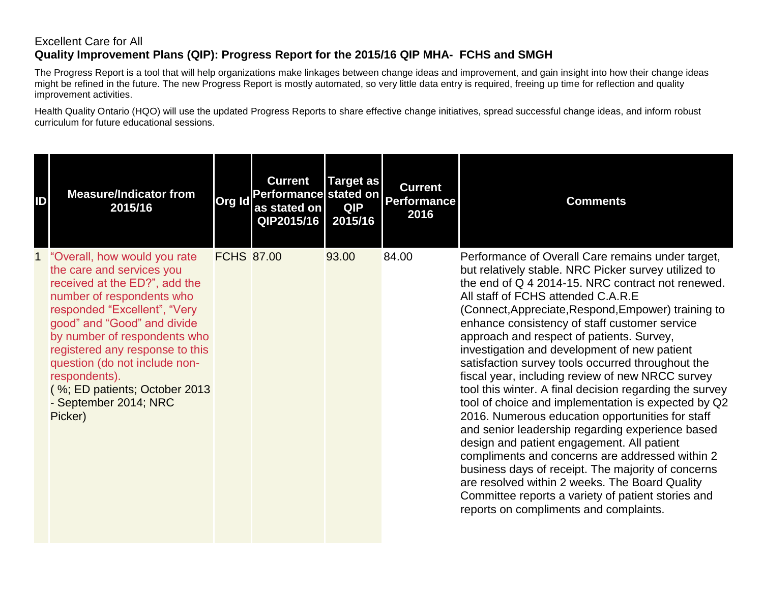Excellent Care for All

**Quality Improvement Plans (QIP): Progress Report for the 2015/16 QIP MHA- FCHS and SMGH**

The Progress Report is a tool that will help organizations make linkages between change ideas and improvement, and gain insight into how their change ideas might be refined in the future. The new Progress Report is mostly automated, so very little data entry is required, freeing up time for reflection and quality improvement activities.

Health Quality Ontario (HQO) will use the updated Progress Reports to share effective change initiatives, spread successful change ideas, and inform robust curriculum for future educational sessions.

| ID | Measure/Indicator from 2015/16 | Org Id | Current Performance as stated on QIP2015/16 | Target as stated on QIP 2015/16 | Current Performance 2016 | Comments |
|---|---|---|---|---|---|---|
| 1 | "Overall, how would you rate the care and services you received at the ED?", add the number of respondents who responded "Excellent", "Very good" and "Good" and divide by number of respondents who registered any response to this question (do not include non-respondents). ( %; ED patients; October 2013 - September 2014; NRC Picker) | FCHS | 87.00 | 93.00 | 84.00 | Performance of Overall Care remains under target, but relatively stable. NRC Picker survey utilized to the end of Q 4 2014-15. NRC contract not renewed. All staff of FCHS attended C.A.R.E (Connect,Appreciate,Respond,Empower) training to enhance consistency of staff customer service approach and respect of patients. Survey, investigation and development of new patient satisfaction survey tools occurred throughout the fiscal year, including review of new NRCC survey tool this winter. A final decision regarding the survey tool of choice and implementation is expected by Q2 2016. Numerous education opportunities for staff and senior leadership regarding experience based design and patient engagement. All patient compliments and concerns are addressed within 2 business days of receipt. The majority of concerns are resolved within 2 weeks. The Board Quality Committee reports a variety of patient stories and reports on compliments and complaints. |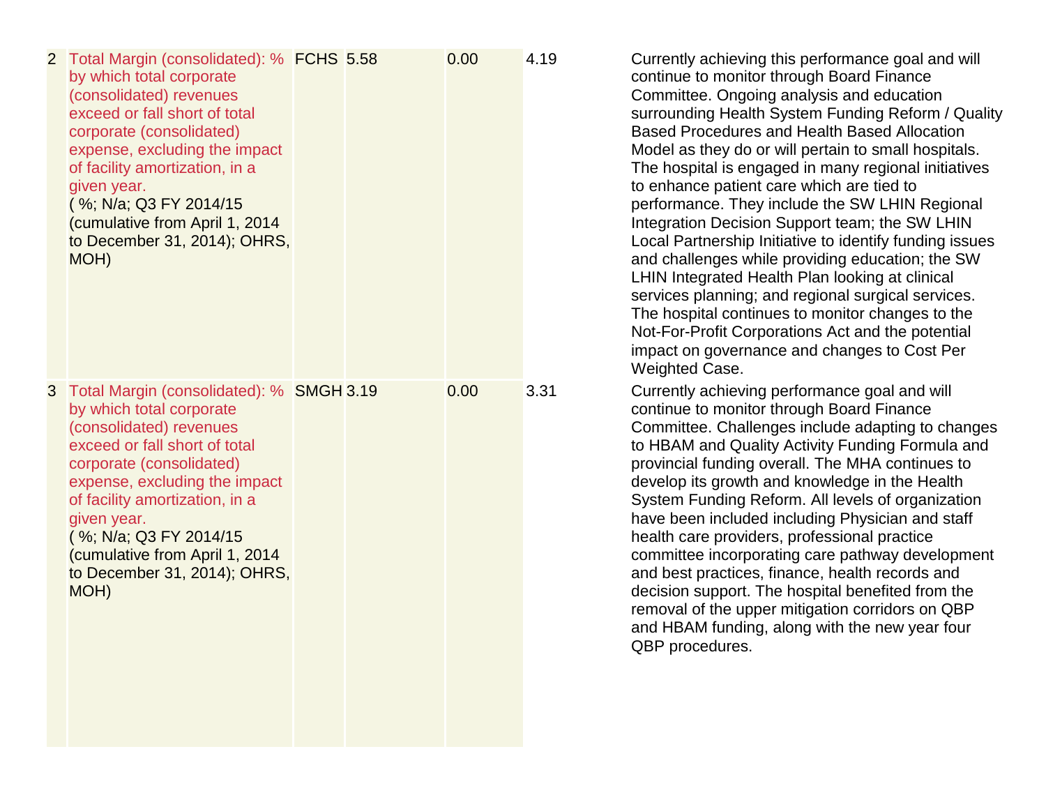| | | | | | | |
|---|---|---|---|---|---|---|
| 2 | Total Margin (consolidated): % by which total corporate (consolidated) revenues exceed or fall short of total corporate (consolidated) expense, excluding the impact of facility amortization, in a given year. ( %; N/a; Q3 FY 2014/15 (cumulative from April 1, 2014 to December 31, 2014); OHRS, MOH) | FCHS | 5.58 | 0.00 | 4.19 | Currently achieving this performance goal and will continue to monitor through Board Finance Committee. Ongoing analysis and education surrounding Health System Funding Reform / Quality Based Procedures and Health Based Allocation Model as they do or will pertain to small hospitals. The hospital is engaged in many regional initiatives to enhance patient care which are tied to performance. They include the SW LHIN Regional Integration Decision Support team; the SW LHIN Local Partnership Initiative to identify funding issues and challenges while providing education; the SW LHIN Integrated Health Plan looking at clinical services planning; and regional surgical services. The hospital continues to monitor changes to the Not-For-Profit Corporations Act and the potential impact on governance and changes to Cost Per Weighted Case. |
| 3 | Total Margin (consolidated): % by which total corporate (consolidated) revenues exceed or fall short of total corporate (consolidated) expense, excluding the impact of facility amortization, in a given year. ( %; N/a; Q3 FY 2014/15 (cumulative from April 1, 2014 to December 31, 2014); OHRS, MOH) | SMGH | 3.19 | 0.00 | 3.31 | Currently achieving performance goal and will continue to monitor through Board Finance Committee. Challenges include adapting to changes to HBAM and Quality Activity Funding Formula and provincial funding overall. The MHA continues to develop its growth and knowledge in the Health System Funding Reform. All levels of organization have been included including Physician and staff health care providers, professional practice committee incorporating care pathway development and best practices, finance, health records and decision support. The hospital benefited from the removal of the upper mitigation corridors on QBP and HBAM funding, along with the new year four QBP procedures. |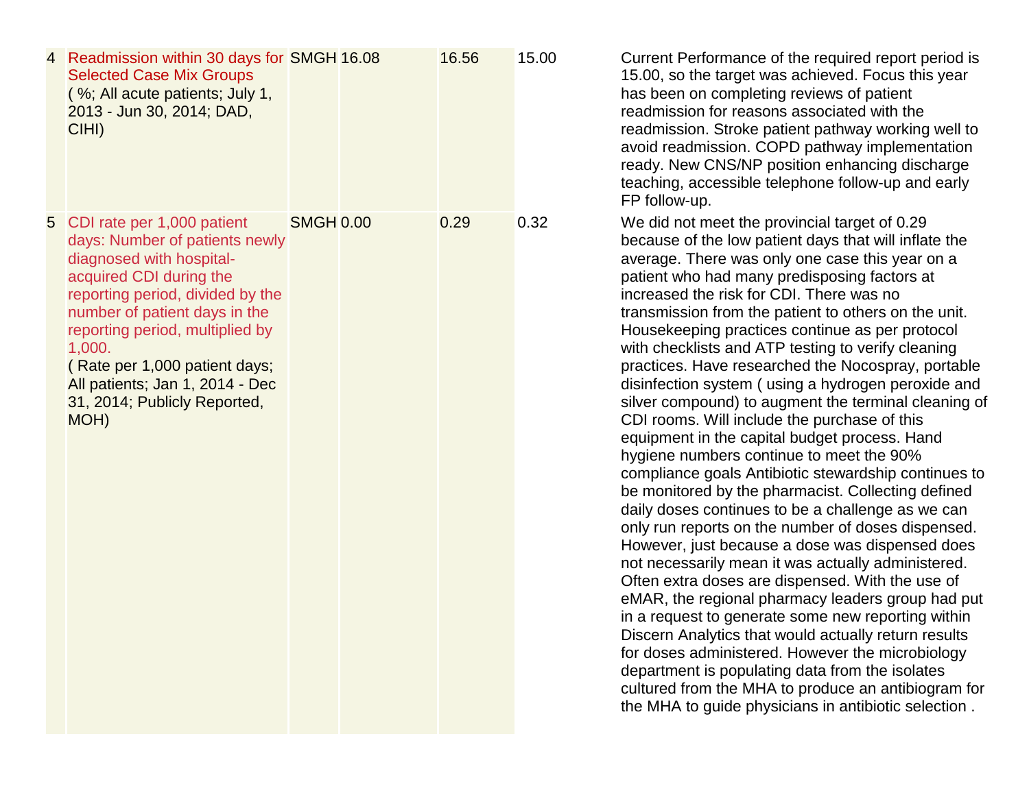| | | | | | | |
|---|---|---|---|---|---|---|
| 4 | Readmission within 30 days for Selected Case Mix Groups ( %; All acute patients; July 1, 2013 - Jun 30, 2014; DAD, CIHI) | SMGH | 16.08 | 16.56 | 15.00 | Current Performance of the required report period is 15.00, so the target was achieved. Focus this year has been on completing reviews of patient readmission for reasons associated with the readmission. Stroke patient pathway working well to avoid readmission. COPD pathway implementation ready. New CNS/NP position enhancing discharge teaching, accessible telephone follow-up and early FP follow-up. |
| 5 | CDI rate per 1,000 patient days: Number of patients newly diagnosed with hospital-acquired CDI during the reporting period, divided by the number of patient days in the reporting period, multiplied by 1,000. ( Rate per 1,000 patient days; All patients; Jan 1, 2014 - Dec 31, 2014; Publicly Reported, MOH) | SMGH | 0.00 | 0.29 | 0.32 | We did not meet the provincial target of 0.29 because of the low patient days that will inflate the average. There was only one case this year on a patient who had many predisposing factors at increased the risk for CDI. There was no transmission from the patient to others on the unit. Housekeeping practices continue as per protocol with checklists and ATP testing to verify cleaning practices. Have researched the Nocospray, portable disinfection system ( using a hydrogen peroxide and silver compound) to augment the terminal cleaning of CDI rooms. Will include the purchase of this equipment in the capital budget process. Hand hygiene numbers continue to meet the 90% compliance goals Antibiotic stewardship continues to be monitored by the pharmacist. Collecting defined daily doses continues to be a challenge as we can only run reports on the number of doses dispensed. However, just because a dose was dispensed does not necessarily mean it was actually administered. Often extra doses are dispensed. With the use of eMAR, the regional pharmacy leaders group had put in a request to generate some new reporting within Discern Analytics that would actually return results for doses administered. However the microbiology department is populating data from the isolates cultured from the MHA to produce an antibiogram for the MHA to guide physicians in antibiotic selection . |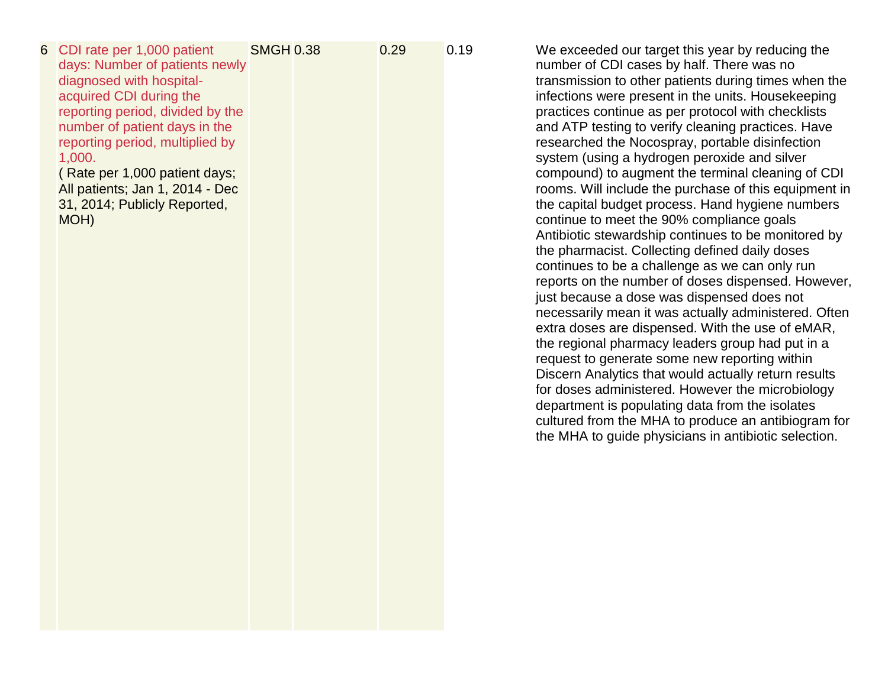| 6 | CDI rate per 1,000 patient days: Number of patients newly diagnosed with hospital-acquired CDI during the reporting period, divided by the number of patient days in the reporting period, multiplied by 1,000. ( Rate per 1,000 patient days; All patients; Jan 1, 2014 - Dec 31, 2014; Publicly Reported, MOH) | SMGH | 0.38 | 0.29 | 0.19 | We exceeded our target this year by reducing the number of CDI cases by half. There was no transmission to other patients during times when the infections were present in the units. Housekeeping practices continue as per protocol with checklists and ATP testing to verify cleaning practices. Have researched the Nocospray, portable disinfection system (using a hydrogen peroxide and silver compound) to augment the terminal cleaning of CDI rooms. Will include the purchase of this equipment in the capital budget process. Hand hygiene numbers continue to meet the 90% compliance goals Antibiotic stewardship continues to be monitored by the pharmacist. Collecting defined daily doses continues to be a challenge as we can only run reports on the number of doses dispensed. However, just because a dose was dispensed does not necessarily mean it was actually administered. Often extra doses are dispensed. With the use of eMAR, the regional pharmacy leaders group had put in a request to generate some new reporting within Discern Analytics that would actually return results for doses administered. However the microbiology department is populating data from the isolates cultured from the MHA to produce an antibiogram for the MHA to guide physicians in antibiotic selection. |
|---|---|---|---|---|---|---|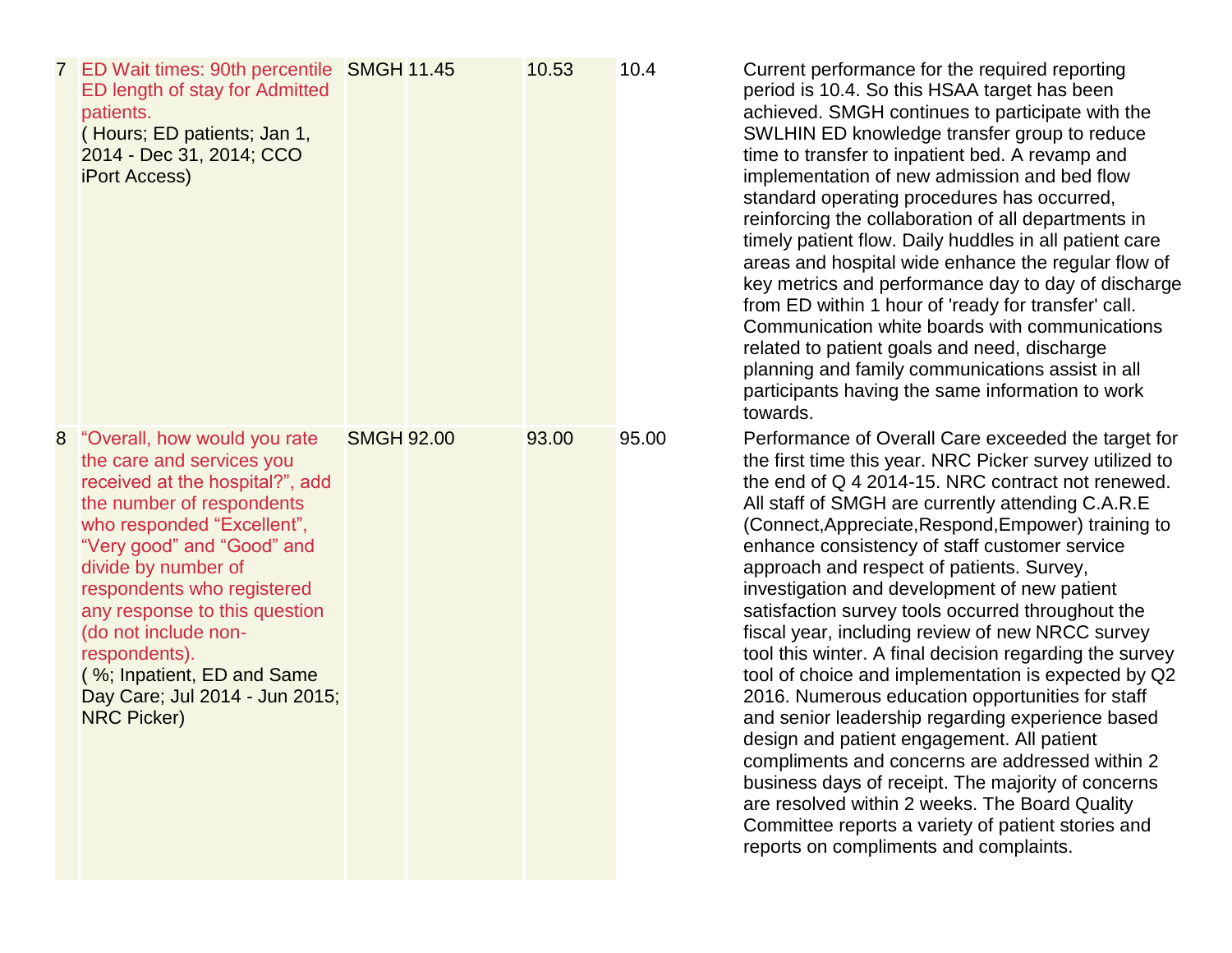| | | | | | | |
|---|---|---|---|---|---|---|
| 7 | ED Wait times: 90th percentile ED length of stay for Admitted patients.<br>( Hours; ED patients; Jan 1, 2014 - Dec 31, 2014; CCO iPort Access) | SMGH | 11.45 | 10.53 | 10.4 | Current performance for the required reporting period is 10.4. So this HSAA target has been achieved. SMGH continues to participate with the SWLHIN ED knowledge transfer group to reduce time to transfer to inpatient bed. A revamp and implementation of new admission and bed flow standard operating procedures has occurred, reinforcing the collaboration of all departments in timely patient flow. Daily huddles in all patient care areas and hospital wide enhance the regular flow of key metrics and performance day to day of discharge from ED within 1 hour of 'ready for transfer' call. Communication white boards with communications related to patient goals and need, discharge planning and family communications assist in all participants having the same information to work towards. |
| 8 | "Overall, how would you rate the care and services you received at the hospital?", add the number of respondents who responded "Excellent", "Very good" and "Good" and divide by number of respondents who registered any response to this question (do not include non-respondents).<br>( %; Inpatient, ED and Same Day Care; Jul 2014 - Jun 2015; NRC Picker) | SMGH | 92.00 | 93.00 | 95.00 | Performance of Overall Care exceeded the target for the first time this year. NRC Picker survey utilized to the end of Q 4 2014-15. NRC contract not renewed. All staff of SMGH are currently attending C.A.R.E (Connect,Appreciate,Respond,Empower) training to enhance consistency of staff customer service approach and respect of patients. Survey, investigation and development of new patient satisfaction survey tools occurred throughout the fiscal year, including review of new NRCC survey tool this winter. A final decision regarding the survey tool of choice and implementation is expected by Q2 2016. Numerous education opportunities for staff and senior leadership regarding experience based design and patient engagement. All patient compliments and concerns are addressed within 2 business days of receipt. The majority of concerns are resolved within 2 weeks. The Board Quality Committee reports a variety of patient stories and reports on compliments and complaints. |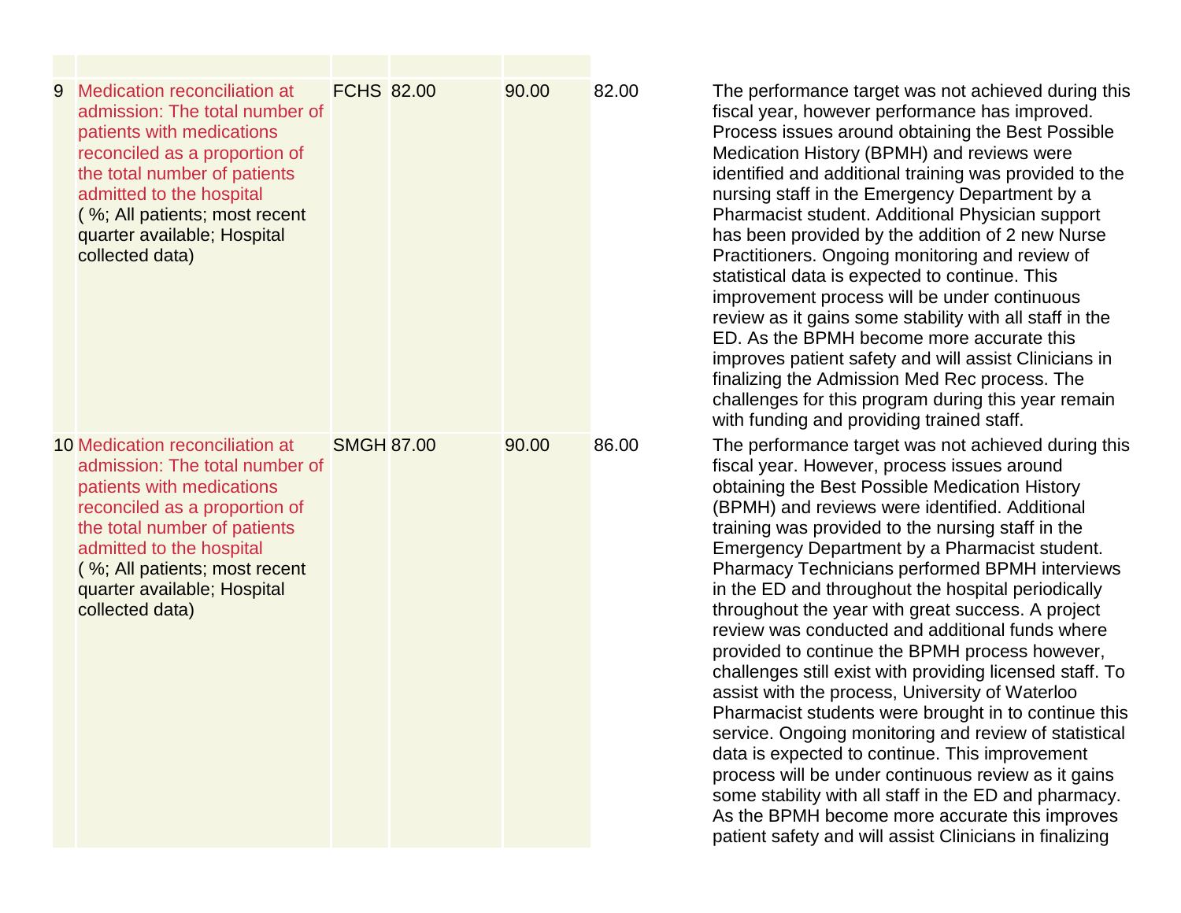| | | | | | | |
|---|---|---|---|---|---|---|
| 9 | Medication reconciliation at admission: The total number of patients with medications reconciled as a proportion of the total number of patients admitted to the hospital ( %; All patients; most recent quarter available; Hospital collected data) | FCHS | 82.00 | 90.00 | 82.00 | The performance target was not achieved during this fiscal year, however performance has improved. Process issues around obtaining the Best Possible Medication History (BPMH) and reviews were identified and additional training was provided to the nursing staff in the Emergency Department by a Pharmacist student. Additional Physician support has been provided by the addition of 2 new Nurse Practitioners. Ongoing monitoring and review of statistical data is expected to continue. This improvement process will be under continuous review as it gains some stability with all staff in the ED. As the BPMH become more accurate this improves patient safety and will assist Clinicians in finalizing the Admission Med Rec process. The challenges for this program during this year remain with funding and providing trained staff. |
| 10 | Medication reconciliation at admission: The total number of patients with medications reconciled as a proportion of the total number of patients admitted to the hospital ( %; All patients; most recent quarter available; Hospital collected data) | SMGH | 87.00 | 90.00 | 86.00 | The performance target was not achieved during this fiscal year. However, process issues around obtaining the Best Possible Medication History (BPMH) and reviews were identified. Additional training was provided to the nursing staff in the Emergency Department by a Pharmacist student. Pharmacy Technicians performed BPMH interviews in the ED and throughout the hospital periodically throughout the year with great success. A project review was conducted and additional funds where provided to continue the BPMH process however, challenges still exist with providing licensed staff. To assist with the process, University of Waterloo Pharmacist students were brought in to continue this service. Ongoing monitoring and review of statistical data is expected to continue. This improvement process will be under continuous review as it gains some stability with all staff in the ED and pharmacy. As the BPMH become more accurate this improves patient safety and will assist Clinicians in finalizing |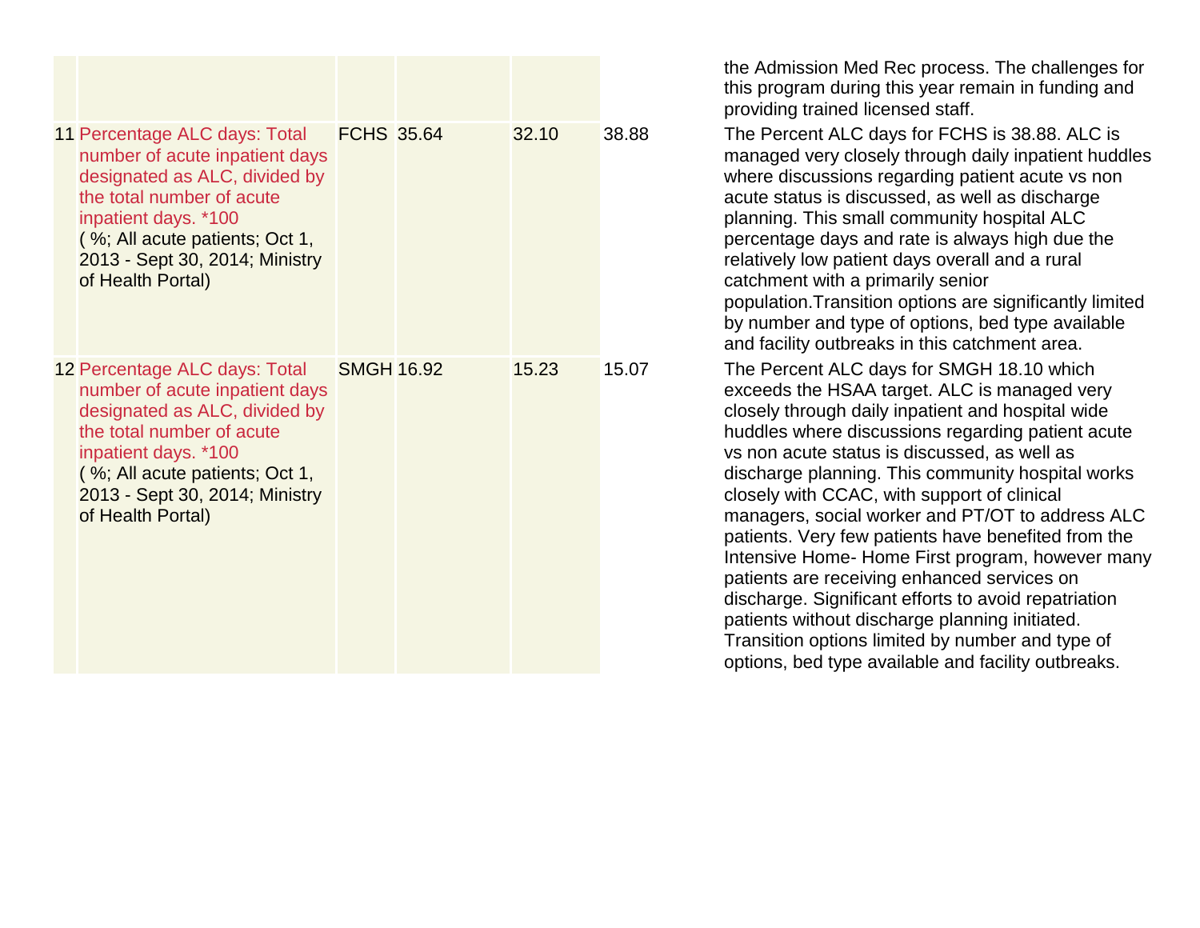| | | | | | | |
|---|---|---|---|---|---|---|
| | | | | | | the Admission Med Rec process. The challenges for this program during this year remain in funding and providing trained licensed staff. |
| 11 | Percentage ALC days: Total number of acute inpatient days designated as ALC, divided by the total number of acute inpatient days. *100 ( %; All acute patients; Oct 1, 2013 - Sept 30, 2014; Ministry of Health Portal) | FCHS | 35.64 | 32.10 | 38.88 | The Percent ALC days for FCHS is 38.88. ALC is managed very closely through daily inpatient huddles where discussions regarding patient acute vs non acute status is discussed, as well as discharge planning. This small community hospital ALC percentage days and rate is always high due the relatively low patient days overall and a rural catchment with a primarily senior population.Transition options are significantly limited by number and type of options, bed type available and facility outbreaks in this catchment area. |
| 12 | Percentage ALC days: Total number of acute inpatient days designated as ALC, divided by the total number of acute inpatient days. *100 ( %; All acute patients; Oct 1, 2013 - Sept 30, 2014; Ministry of Health Portal) | SMGH | 16.92 | 15.23 | 15.07 | The Percent ALC days for SMGH 18.10 which exceeds the HSAA target. ALC is managed very closely through daily inpatient and hospital wide huddles where discussions regarding patient acute vs non acute status is discussed, as well as discharge planning. This community hospital works closely with CCAC, with support of clinical managers, social worker and PT/OT to address ALC patients. Very few patients have benefited from the Intensive Home- Home First program, however many patients are receiving enhanced services on discharge. Significant efforts to avoid repatriation patients without discharge planning initiated. Transition options limited by number and type of options, bed type available and facility outbreaks. |